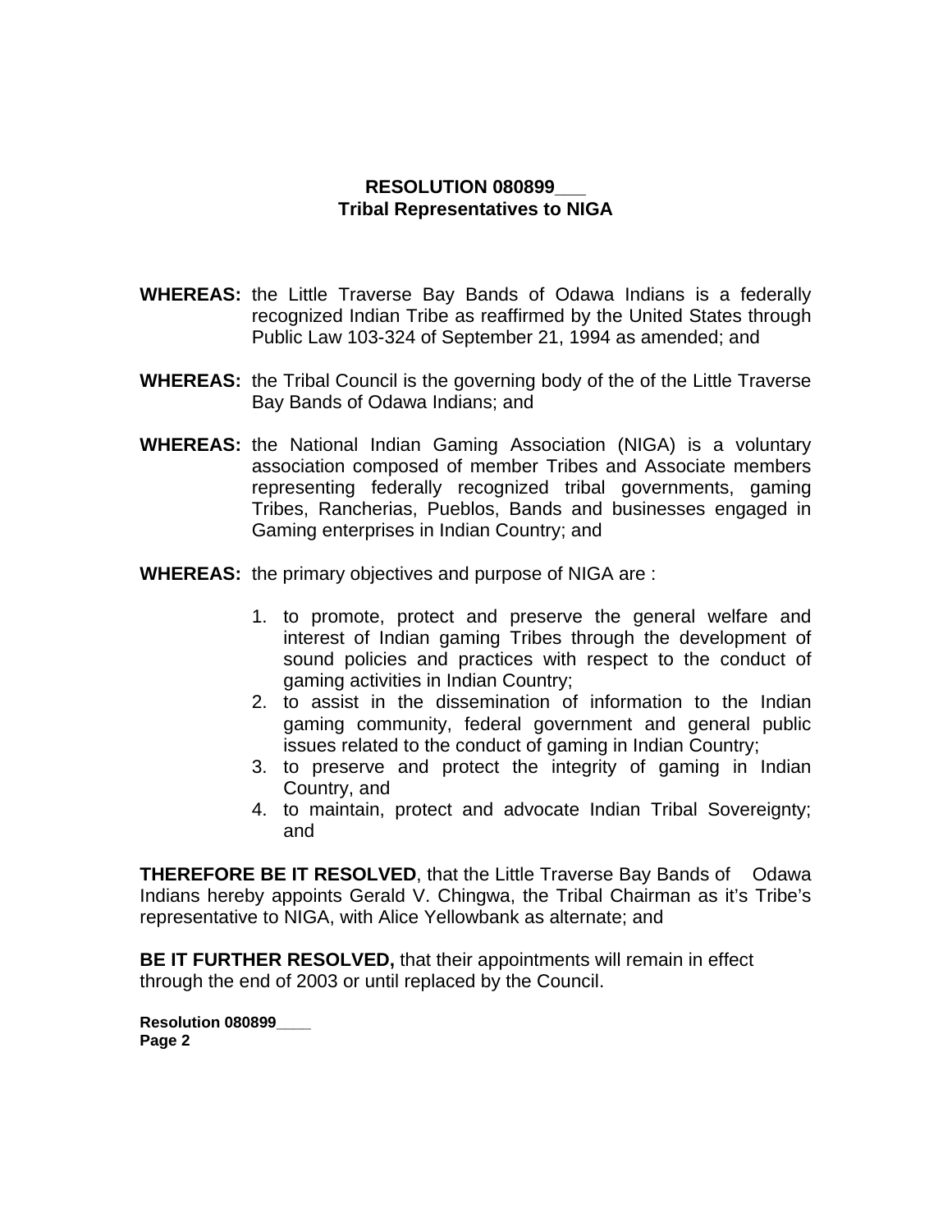**RESOLUTION 080899___**
**Tribal Representatives to NIGA**

**WHEREAS:** the Little Traverse Bay Bands of Odawa Indians is a federally recognized Indian Tribe as reaffirmed by the United States through Public Law 103-324 of September 21, 1994 as amended; and

**WHEREAS:** the Tribal Council is the governing body of the of the Little Traverse Bay Bands of Odawa Indians; and

**WHEREAS:** the National Indian Gaming Association (NIGA) is a voluntary association composed of member Tribes and Associate members representing federally recognized tribal governments, gaming Tribes, Rancherias, Pueblos, Bands and businesses engaged in Gaming enterprises in Indian Country; and

**WHEREAS:** the primary objectives and purpose of NIGA are :

1. to promote, protect and preserve the general welfare and interest of Indian gaming Tribes through the development of sound policies and practices with respect to the conduct of gaming activities in Indian Country;
2. to assist in the dissemination of information to the Indian gaming community, federal government and general public issues related to the conduct of gaming in Indian Country;
3. to preserve and protect the integrity of gaming in Indian Country, and
4. to maintain, protect and advocate Indian Tribal Sovereignty; and

**THEREFORE BE IT RESOLVED**, that the Little Traverse Bay Bands of Odawa Indians hereby appoints Gerald V. Chingwa, the Tribal Chairman as it's Tribe's representative to NIGA, with Alice Yellowbank as alternate; and

**BE IT FURTHER RESOLVED,** that their appointments will remain in effect through the end of 2003 or until replaced by the Council.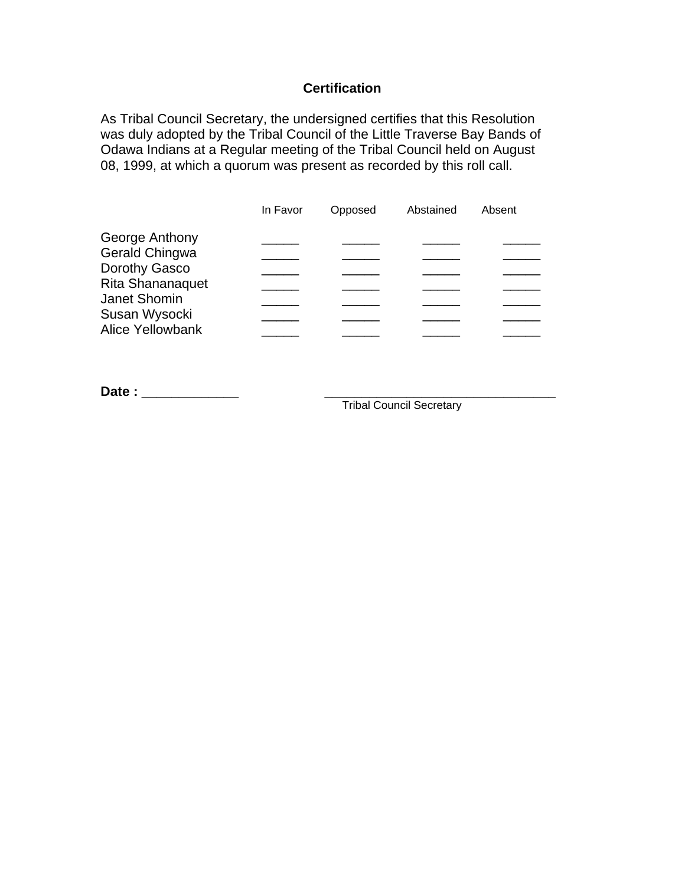**Certification**

As Tribal Council Secretary, the undersigned certifies that this Resolution was duly adopted by the Tribal Council of the Little Traverse Bay Bands of Odawa Indians at a Regular meeting of the Tribal Council held on August 08, 1999, at which a quorum was present as recorded by this roll call.

| | In Favor | Opposed | Abstained | Absent |
|---|---|---|---|---|
| George Anthony | _____ | _____ | _____ | _____ |
| Gerald Chingwa | _____ | _____ | _____ | _____ |
| Dorothy Gasco | _____ | _____ | _____ | _____ |
| Rita Shananaquet | _____ | _____ | _____ | _____ |
| Janet Shomin | _____ | _____ | _____ | _____ |
| Susan Wysocki | _____ | _____ | _____ | _____ |
| Alice Yellowbank | _____ | _____ | _____ | _____ |

**Date : _____________**

_________________________________

Tribal Council Secretary